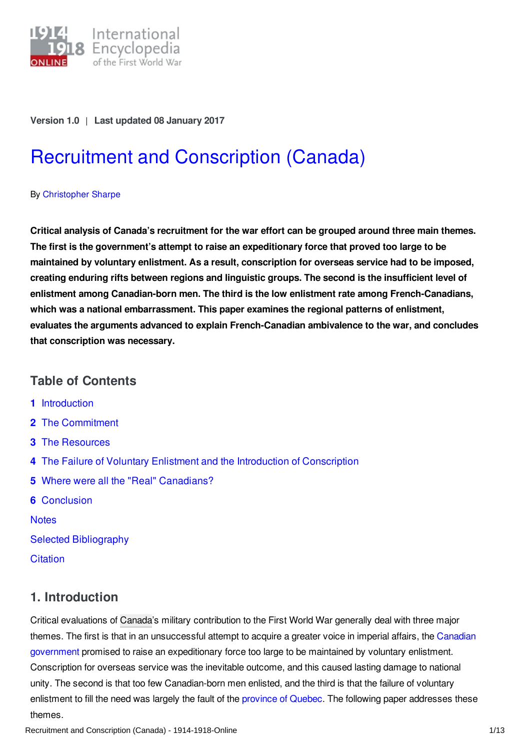Version 1.0 | Last updated 08 January 2017

# Recruitment and Conscription (Canada)

By Christopher Sharpe

**Critical analysis of Canada's recruitment for the war effort can be grouped around three main themes. The first is the government's attempt to raise an expeditionary force that proved too large to be maintained by voluntary enlistment. As a result, conscription for overseas service had to be imposed, creating enduring rifts between regions and linguistic groups. The second is the insufficient level of enlistment among Canadian-born men. The third is the low enlistment rate among French-Canadians, which was a national embarrassment. This paper examines the regional patterns of enlistment, evaluates the arguments advanced to explain French-Canadian ambivalence to the war, and concludes that conscription was necessary.**

## Table of Contents

1. Introduction
2. The Commitment
3. The Resources
4. The Failure of Voluntary Enlistment and the Introduction of Conscription
5. Where were all the "Real" Canadians?
6. Conclusion

Notes

Selected Bibliography

Citation

## 1. Introduction

Critical evaluations of Canada's military contribution to the First World War generally deal with three major themes. The first is that in an unsuccessful attempt to acquire a greater voice in imperial affairs, the Canadian government promised to raise an expeditionary force too large to be maintained by voluntary enlistment. Conscription for overseas service was the inevitable outcome, and this caused lasting damage to national unity. The second is that too few Canadian-born men enlisted, and the third is that the failure of voluntary enlistment to fill the need was largely the fault of the province of Quebec. The following paper addresses these themes.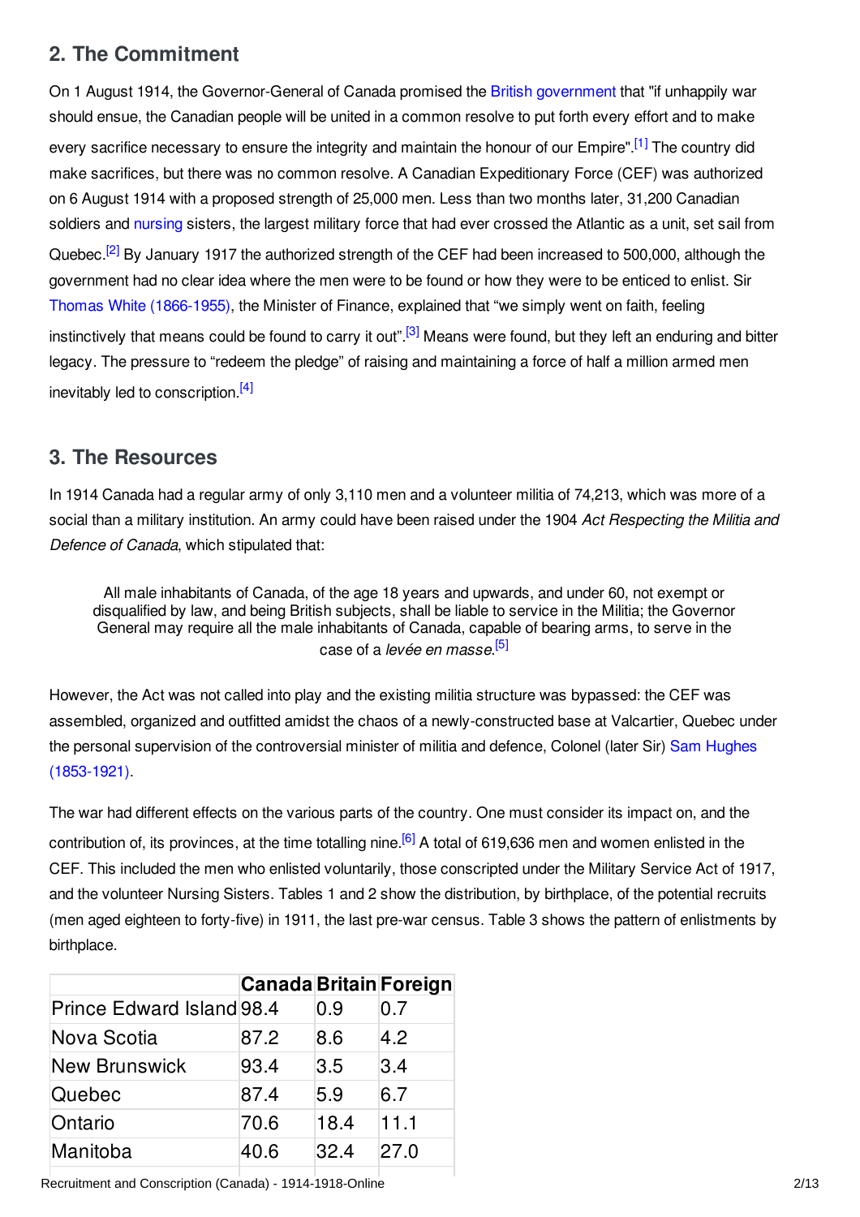## 2. The Commitment

On 1 August 1914, the Governor-General of Canada promised the British government that "if unhappily war should ensue, the Canadian people will be united in a common resolve to put forth every effort and to make every sacrifice necessary to ensure the integrity and maintain the honour of our Empire".[1] The country did make sacrifices, but there was no common resolve. A Canadian Expeditionary Force (CEF) was authorized on 6 August 1914 with a proposed strength of 25,000 men. Less than two months later, 31,200 Canadian soldiers and nursing sisters, the largest military force that had ever crossed the Atlantic as a unit, set sail from Quebec.[2] By January 1917 the authorized strength of the CEF had been increased to 500,000, although the government had no clear idea where the men were to be found or how they were to be enticed to enlist. Sir Thomas White (1866-1955), the Minister of Finance, explained that "we simply went on faith, feeling instinctively that means could be found to carry it out".[3] Means were found, but they left an enduring and bitter legacy. The pressure to "redeem the pledge" of raising and maintaining a force of half a million armed men inevitably led to conscription.[4]

## 3. The Resources

In 1914 Canada had a regular army of only 3,110 men and a volunteer militia of 74,213, which was more of a social than a military institution. An army could have been raised under the 1904 *Act Respecting the Militia and Defence of Canada*, which stipulated that:

> All male inhabitants of Canada, of the age 18 years and upwards, and under 60, not exempt or disqualified by law, and being British subjects, shall be liable to service in the Militia; the Governor General may require all the male inhabitants of Canada, capable of bearing arms, to serve in the case of a *levée en masse*.[5]

However, the Act was not called into play and the existing militia structure was bypassed: the CEF was assembled, organized and outfitted amidst the chaos of a newly-constructed base at Valcartier, Quebec under the personal supervision of the controversial minister of militia and defence, Colonel (later Sir) Sam Hughes (1853-1921).

The war had different effects on the various parts of the country. One must consider its impact on, and the contribution of, its provinces, at the time totalling nine.[6] A total of 619,636 men and women enlisted in the CEF. This included the men who enlisted voluntarily, those conscripted under the Military Service Act of 1917, and the volunteer Nursing Sisters. Tables 1 and 2 show the distribution, by birthplace, of the potential recruits (men aged eighteen to forty-five) in 1911, the last pre-war census. Table 3 shows the pattern of enlistments by birthplace.

| | Canada | Britain | Foreign |
|---|---|---|---|
| Prince Edward Island | 98.4 | 0.9 | 0.7 |
| Nova Scotia | 87.2 | 8.6 | 4.2 |
| New Brunswick | 93.4 | 3.5 | 3.4 |
| Quebec | 87.4 | 5.9 | 6.7 |
| Ontario | 70.6 | 18.4 | 11.1 |
| Manitoba | 40.6 | 32.4 | 27.0 |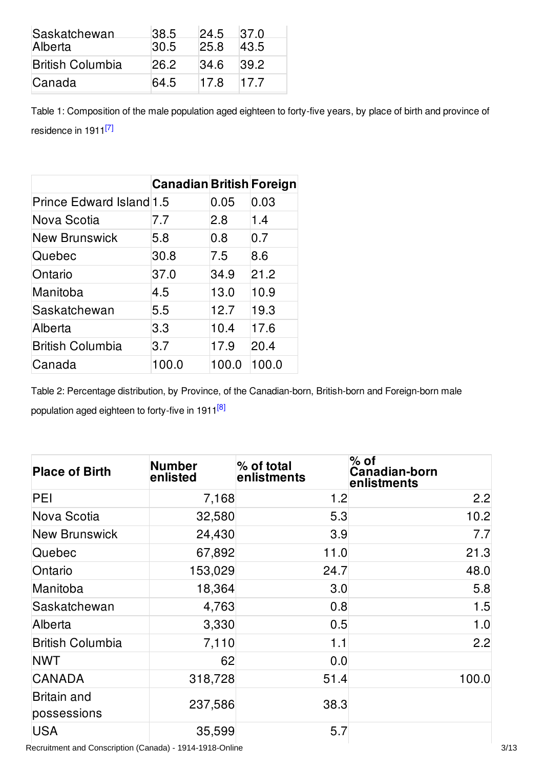| | | | |
|---|---|---|---|
| Saskatchewan | 38.5 | 24.5 | 37.0 |
| Alberta | 30.5 | 25.8 | 43.5 |
| British Columbia | 26.2 | 34.6 | 39.2 |
| Canada | 64.5 | 17.8 | 17.7 |

Table 1: Composition of the male population aged eighteen to forty-five years, by place of birth and province of residence in 1911[7]

| | Canadian | British | Foreign |
|---|---|---|---|
| Prince Edward Island | 1.5 | 0.05 | 0.03 |
| Nova Scotia | 7.7 | 2.8 | 1.4 |
| New Brunswick | 5.8 | 0.8 | 0.7 |
| Quebec | 30.8 | 7.5 | 8.6 |
| Ontario | 37.0 | 34.9 | 21.2 |
| Manitoba | 4.5 | 13.0 | 10.9 |
| Saskatchewan | 5.5 | 12.7 | 19.3 |
| Alberta | 3.3 | 10.4 | 17.6 |
| British Columbia | 3.7 | 17.9 | 20.4 |
| Canada | 100.0 | 100.0 | 100.0 |

Table 2: Percentage distribution, by Province, of the Canadian-born, British-born and Foreign-born male population aged eighteen to forty-five in 1911[8]

| Place of Birth | Number enlisted | % of total enlistments | % of Canadian-born enlistments |
|---|---|---|---|
| PEI | 7,168 | 1.2 | 2.2 |
| Nova Scotia | 32,580 | 5.3 | 10.2 |
| New Brunswick | 24,430 | 3.9 | 7.7 |
| Quebec | 67,892 | 11.0 | 21.3 |
| Ontario | 153,029 | 24.7 | 48.0 |
| Manitoba | 18,364 | 3.0 | 5.8 |
| Saskatchewan | 4,763 | 0.8 | 1.5 |
| Alberta | 3,330 | 0.5 | 1.0 |
| British Columbia | 7,110 | 1.1 | 2.2 |
| NWT | 62 | 0.0 | |
| CANADA | 318,728 | 51.4 | 100.0 |
| Britain and possessions | 237,586 | 38.3 | |
| USA | 35,599 | 5.7 | |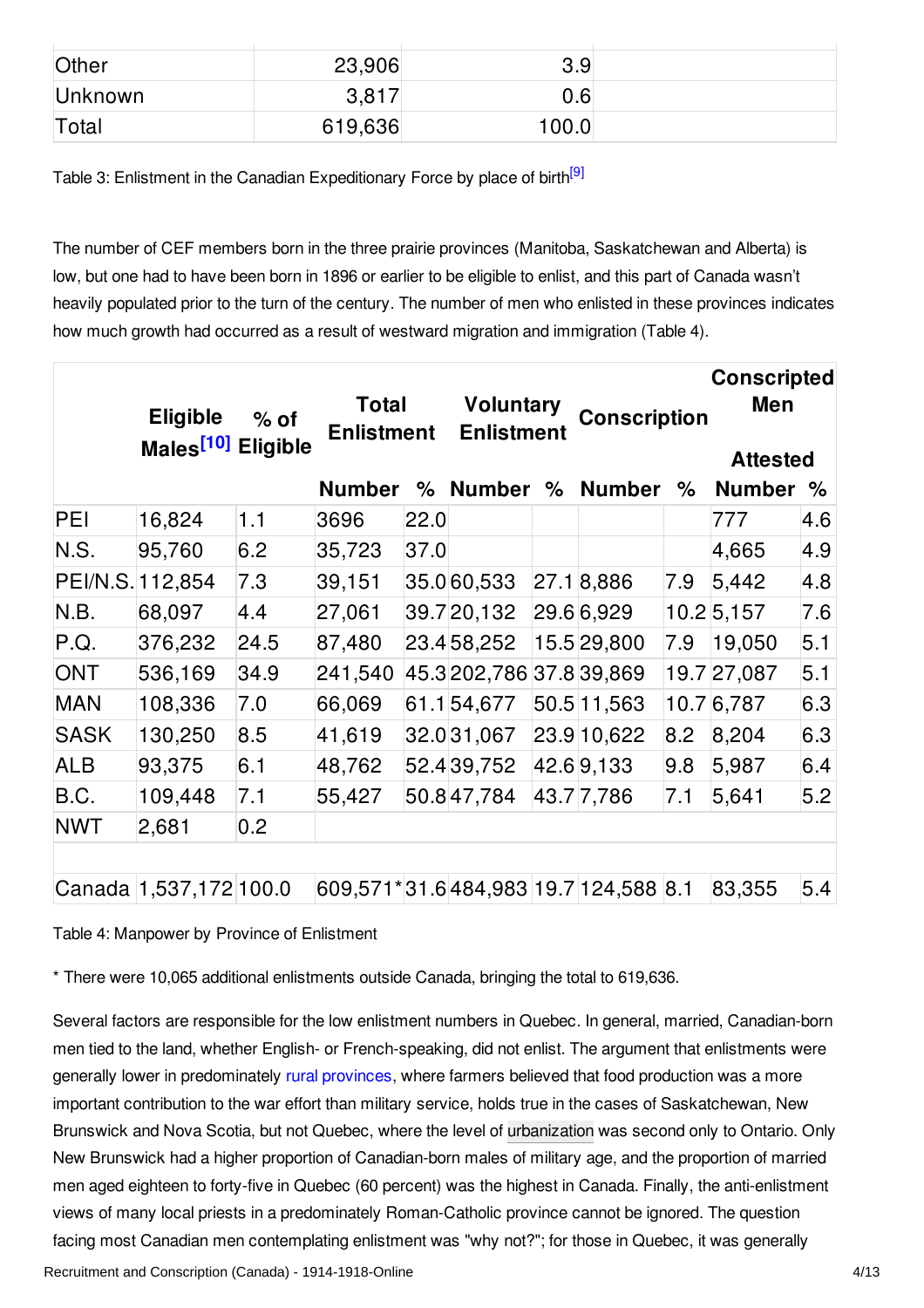| Other | 23,906 | 3.9 | |
|---|---|---|---|
| Unknown | 3,817 | 0.6 | |
| Total | 619,636 | 100.0 | |

Table 3: Enlistment in the Canadian Expeditionary Force by place of birth[9]

The number of CEF members born in the three prairie provinces (Manitoba, Saskatchewan and Alberta) is low, but one had to have been born in 1896 or earlier to be eligible to enlist, and this part of Canada wasn't heavily populated prior to the turn of the century. The number of men who enlisted in these provinces indicates how much growth had occurred as a result of westward migration and immigration (Table 4).

| | Eligible Males[10] | % of Eligible | Total Enlistment | | Voluntary Enlistment | | Conscription | | Conscripted Men Attested | |
|---|---|---|---|---|---|---|---|---|---|---|
| | | | Number | % | Number | % | Number | % | Number | % |
| PEI | 16,824 | 1.1 | 3696 | 22.0 | | | | | 777 | 4.6 |
| N.S. | 95,760 | 6.2 | 35,723 | 37.0 | | | | | 4,665 | 4.9 |
| PEI/N.S. | 112,854 | 7.3 | 39,151 | 35.0 | 60,533 | 27.1 | 8,886 | 7.9 | 5,442 | 4.8 |
| N.B. | 68,097 | 4.4 | 27,061 | 39.7 | 20,132 | 29.6 | 6,929 | 10.2 | 5,157 | 7.6 |
| P.Q. | 376,232 | 24.5 | 87,480 | 23.4 | 58,252 | 15.5 | 29,800 | 7.9 | 19,050 | 5.1 |
| ONT | 536,169 | 34.9 | 241,540 | 45.3 | 202,786 | 37.8 | 39,869 | 19.7 | 27,087 | 5.1 |
| MAN | 108,336 | 7.0 | 66,069 | 61.1 | 54,677 | 50.5 | 11,563 | 10.7 | 6,787 | 6.3 |
| SASK | 130,250 | 8.5 | 41,619 | 32.0 | 31,067 | 23.9 | 10,622 | 8.2 | 8,204 | 6.3 |
| ALB | 93,375 | 6.1 | 48,762 | 52.4 | 39,752 | 42.6 | 9,133 | 9.8 | 5,987 | 6.4 |
| B.C. | 109,448 | 7.1 | 55,427 | 50.8 | 47,784 | 43.7 | 7,786 | 7.1 | 5,641 | 5.2 |
| NWT | 2,681 | 0.2 | | | | | | | | |
| | | | | | | | | | | |
| Canada | 1,537,172 | 100.0 | 609,571* | 31.6 | 484,983 | 19.7 | 124,588 | 8.1 | 83,355 | 5.4 |

Table 4: Manpower by Province of Enlistment

* There were 10,065 additional enlistments outside Canada, bringing the total to 619,636.

Several factors are responsible for the low enlistment numbers in Quebec. In general, married, Canadian-born men tied to the land, whether English- or French-speaking, did not enlist. The argument that enlistments were generally lower in predominately rural provinces, where farmers believed that food production was a more important contribution to the war effort than military service, holds true in the cases of Saskatchewan, New Brunswick and Nova Scotia, but not Quebec, where the level of urbanization was second only to Ontario. Only New Brunswick had a higher proportion of Canadian-born males of military age, and the proportion of married men aged eighteen to forty-five in Quebec (60 percent) was the highest in Canada. Finally, the anti-enlistment views of many local priests in a predominately Roman-Catholic province cannot be ignored. The question facing most Canadian men contemplating enlistment was "why not?"; for those in Quebec, it was generally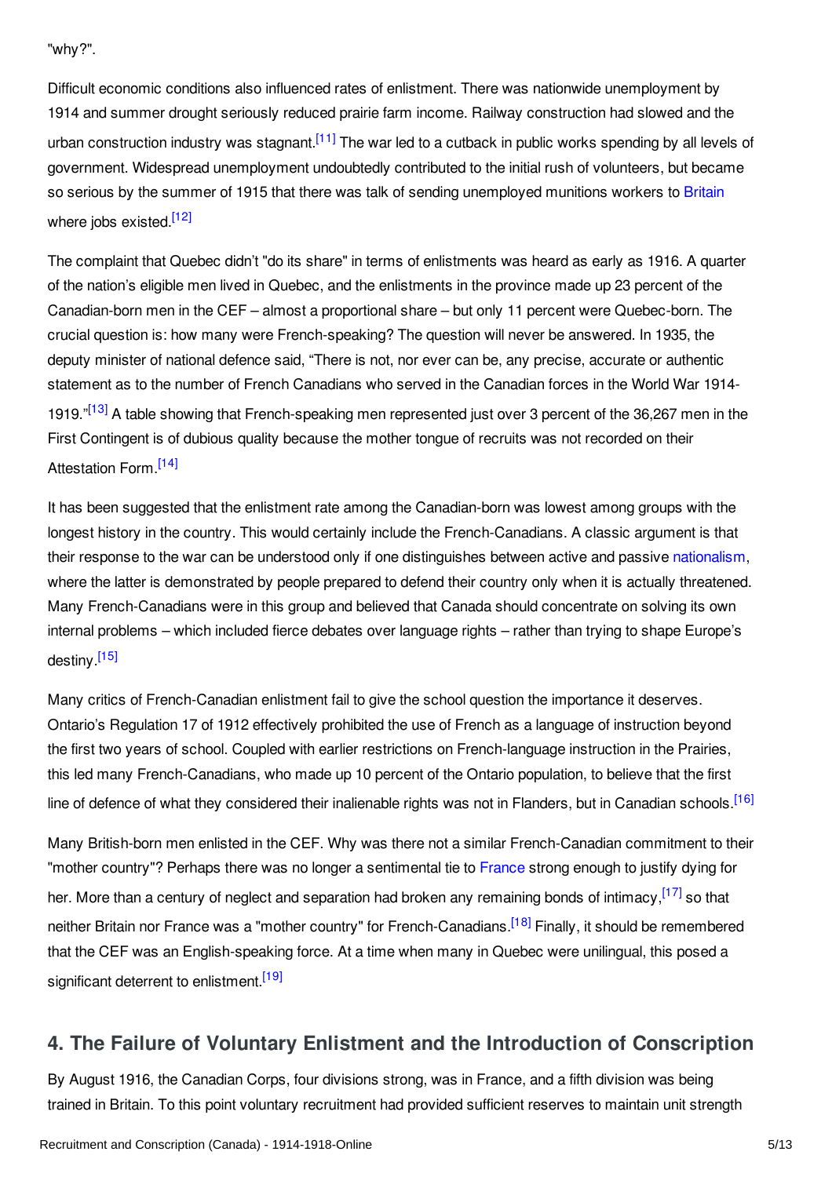"why?".

Difficult economic conditions also influenced rates of enlistment. There was nationwide unemployment by 1914 and summer drought seriously reduced prairie farm income. Railway construction had slowed and the urban construction industry was stagnant.[11] The war led to a cutback in public works spending by all levels of government. Widespread unemployment undoubtedly contributed to the initial rush of volunteers, but became so serious by the summer of 1915 that there was talk of sending unemployed munitions workers to Britain where jobs existed.[12]

The complaint that Quebec didn't "do its share" in terms of enlistments was heard as early as 1916. A quarter of the nation's eligible men lived in Quebec, and the enlistments in the province made up 23 percent of the Canadian-born men in the CEF – almost a proportional share – but only 11 percent were Quebec-born. The crucial question is: how many were French-speaking? The question will never be answered. In 1935, the deputy minister of national defence said, "There is not, nor ever can be, any precise, accurate or authentic statement as to the number of French Canadians who served in the Canadian forces in the World War 1914-1919."[13] A table showing that French-speaking men represented just over 3 percent of the 36,267 men in the First Contingent is of dubious quality because the mother tongue of recruits was not recorded on their Attestation Form.[14]

It has been suggested that the enlistment rate among the Canadian-born was lowest among groups with the longest history in the country. This would certainly include the French-Canadians. A classic argument is that their response to the war can be understood only if one distinguishes between active and passive nationalism, where the latter is demonstrated by people prepared to defend their country only when it is actually threatened. Many French-Canadians were in this group and believed that Canada should concentrate on solving its own internal problems – which included fierce debates over language rights – rather than trying to shape Europe's destiny.[15]

Many critics of French-Canadian enlistment fail to give the school question the importance it deserves. Ontario's Regulation 17 of 1912 effectively prohibited the use of French as a language of instruction beyond the first two years of school. Coupled with earlier restrictions on French-language instruction in the Prairies, this led many French-Canadians, who made up 10 percent of the Ontario population, to believe that the first line of defence of what they considered their inalienable rights was not in Flanders, but in Canadian schools.[16]

Many British-born men enlisted in the CEF. Why was there not a similar French-Canadian commitment to their "mother country"? Perhaps there was no longer a sentimental tie to France strong enough to justify dying for her. More than a century of neglect and separation had broken any remaining bonds of intimacy,[17] so that neither Britain nor France was a "mother country" for French-Canadians.[18] Finally, it should be remembered that the CEF was an English-speaking force. At a time when many in Quebec were unilingual, this posed a significant deterrent to enlistment.[19]

## 4. The Failure of Voluntary Enlistment and the Introduction of Conscription

By August 1916, the Canadian Corps, four divisions strong, was in France, and a fifth division was being trained in Britain. To this point voluntary recruitment had provided sufficient reserves to maintain unit strength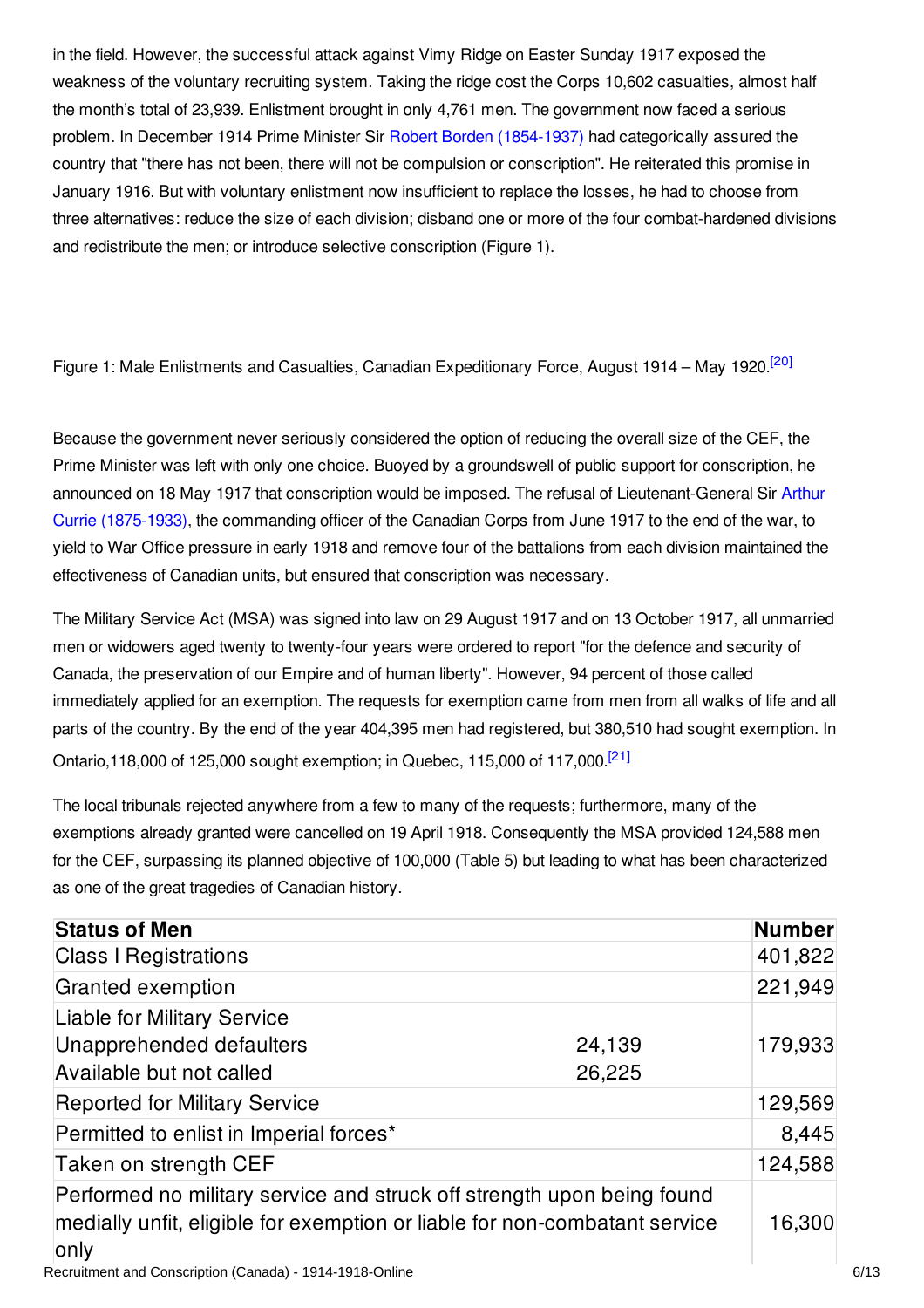in the field. However, the successful attack against Vimy Ridge on Easter Sunday 1917 exposed the weakness of the voluntary recruiting system. Taking the ridge cost the Corps 10,602 casualties, almost half the month's total of 23,939. Enlistment brought in only 4,761 men. The government now faced a serious problem. In December 1914 Prime Minister Sir Robert Borden (1854-1937) had categorically assured the country that "there has not been, there will not be compulsion or conscription". He reiterated this promise in January 1916. But with voluntary enlistment now insufficient to replace the losses, he had to choose from three alternatives: reduce the size of each division; disband one or more of the four combat-hardened divisions and redistribute the men; or introduce selective conscription (Figure 1).

Figure 1: Male Enlistments and Casualties, Canadian Expeditionary Force, August 1914 – May 1920.[20]

Because the government never seriously considered the option of reducing the overall size of the CEF, the Prime Minister was left with only one choice. Buoyed by a groundswell of public support for conscription, he announced on 18 May 1917 that conscription would be imposed. The refusal of Lieutenant-General Sir Arthur Currie (1875-1933), the commanding officer of the Canadian Corps from June 1917 to the end of the war, to yield to War Office pressure in early 1918 and remove four of the battalions from each division maintained the effectiveness of Canadian units, but ensured that conscription was necessary.

The Military Service Act (MSA) was signed into law on 29 August 1917 and on 13 October 1917, all unmarried men or widowers aged twenty to twenty-four years were ordered to report "for the defence and security of Canada, the preservation of our Empire and of human liberty". However, 94 percent of those called immediately applied for an exemption. The requests for exemption came from men from all walks of life and all parts of the country. By the end of the year 404,395 men had registered, but 380,510 had sought exemption. In Ontario,118,000 of 125,000 sought exemption; in Quebec, 115,000 of 117,000.[21]

The local tribunals rejected anywhere from a few to many of the requests; furthermore, many of the exemptions already granted were cancelled on 19 April 1918. Consequently the MSA provided 124,588 men for the CEF, surpassing its planned objective of 100,000 (Table 5) but leading to what has been characterized as one of the great tragedies of Canadian history.

| Status of Men | | Number |
|---|---|---|
| Class I Registrations | | 401,822 |
| Granted exemption | | 221,949 |
| Liable for Military Service | | 179,933 |
| Unapprehended defaulters | 24,139 | |
| Available but not called | 26,225 | |
| Reported for Military Service | | 129,569 |
| Permitted to enlist in Imperial forces* | | 8,445 |
| Taken on strength CEF | | 124,588 |
| Performed no military service and struck off strength upon being found medially unfit, eligible for exemption or liable for non-combatant service only | | 16,300 |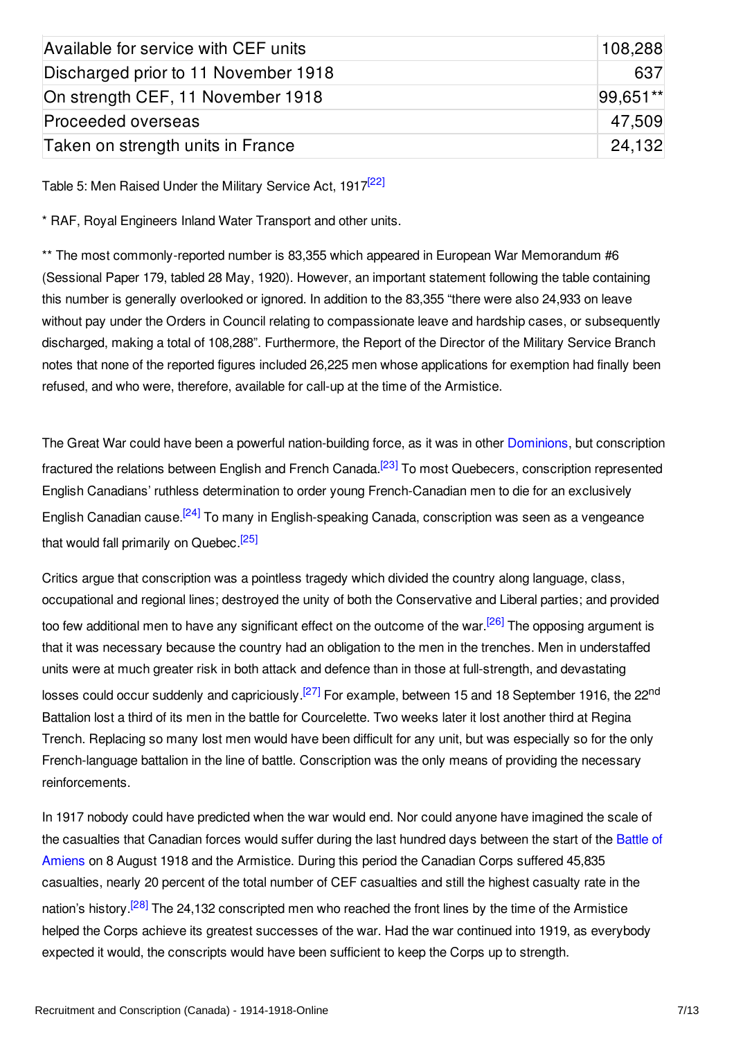| | |
|---|---|
| Available for service with CEF units | 108,288 |
| Discharged prior to 11 November 1918 | 637 |
| On strength CEF, 11 November 1918 | 99,651** |
| Proceeded overseas | 47,509 |
| Taken on strength units in France | 24,132 |

Table 5: Men Raised Under the Military Service Act, 1917[22]

* RAF, Royal Engineers Inland Water Transport and other units.

** The most commonly-reported number is 83,355 which appeared in European War Memorandum #6 (Sessional Paper 179, tabled 28 May, 1920). However, an important statement following the table containing this number is generally overlooked or ignored. In addition to the 83,355 "there were also 24,933 on leave without pay under the Orders in Council relating to compassionate leave and hardship cases, or subsequently discharged, making a total of 108,288". Furthermore, the Report of the Director of the Military Service Branch notes that none of the reported figures included 26,225 men whose applications for exemption had finally been refused, and who were, therefore, available for call-up at the time of the Armistice.

The Great War could have been a powerful nation-building force, as it was in other Dominions, but conscription fractured the relations between English and French Canada.[23] To most Quebecers, conscription represented English Canadians' ruthless determination to order young French-Canadian men to die for an exclusively English Canadian cause.[24] To many in English-speaking Canada, conscription was seen as a vengeance that would fall primarily on Quebec.[25]

Critics argue that conscription was a pointless tragedy which divided the country along language, class, occupational and regional lines; destroyed the unity of both the Conservative and Liberal parties; and provided too few additional men to have any significant effect on the outcome of the war.[26] The opposing argument is that it was necessary because the country had an obligation to the men in the trenches. Men in understaffed units were at much greater risk in both attack and defence than in those at full-strength, and devastating losses could occur suddenly and capriciously.[27] For example, between 15 and 18 September 1916, the 22nd Battalion lost a third of its men in the battle for Courcelette. Two weeks later it lost another third at Regina Trench. Replacing so many lost men would have been difficult for any unit, but was especially so for the only French-language battalion in the line of battle. Conscription was the only means of providing the necessary reinforcements.

In 1917 nobody could have predicted when the war would end. Nor could anyone have imagined the scale of the casualties that Canadian forces would suffer during the last hundred days between the start of the Battle of Amiens on 8 August 1918 and the Armistice. During this period the Canadian Corps suffered 45,835 casualties, nearly 20 percent of the total number of CEF casualties and still the highest casualty rate in the nation's history.[28] The 24,132 conscripted men who reached the front lines by the time of the Armistice helped the Corps achieve its greatest successes of the war. Had the war continued into 1919, as everybody expected it would, the conscripts would have been sufficient to keep the Corps up to strength.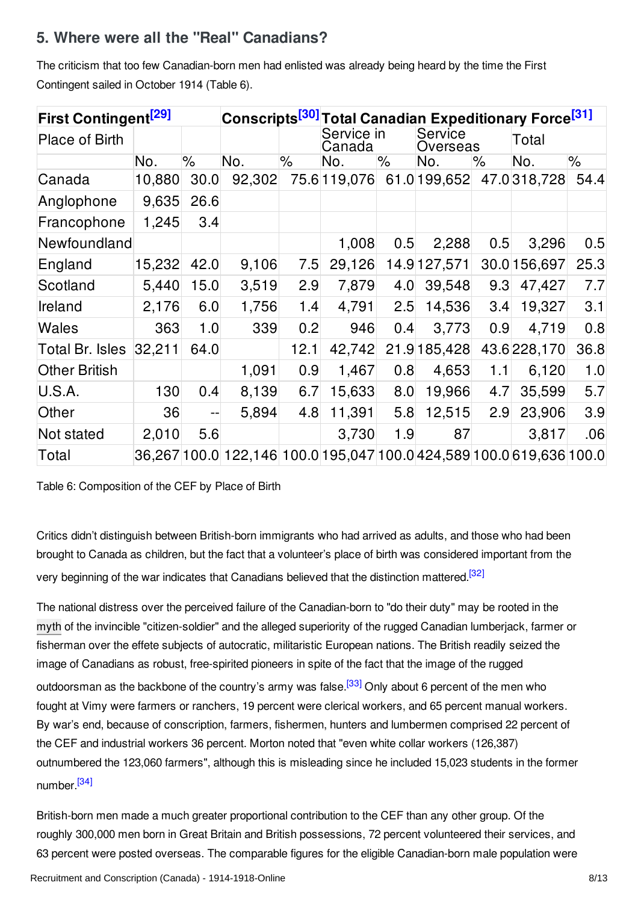## 5. Where were all the "Real" Canadians?

The criticism that too few Canadian-born men had enlisted was already being heard by the time the First Contingent sailed in October 1914 (Table 6).

| First Contingent[29] | | | Conscripts[30] | | Total Canadian Expeditionary Force[31] | | | | | |
|---|---|---|---|---|---|---|---|---|---|---|
| Place of Birth | | | | | Service in Canada | | Service Overseas | | Total | |
| | No. | % | No. | % | No. | % | No. | % | No. | % |
| Canada | 10,880 | 30.0 | 92,302 | 75.6 | 119,076 | 61.0 | 199,652 | 47.0 | 318,728 | 54.4 |
| Anglophone | 9,635 | 26.6 | | | | | | | | |
| Francophone | 1,245 | 3.4 | | | | | | | | |
| Newfoundland | | | | | 1,008 | 0.5 | 2,288 | 0.5 | 3,296 | 0.5 |
| England | 15,232 | 42.0 | 9,106 | 7.5 | 29,126 | 14.9 | 127,571 | 30.0 | 156,697 | 25.3 |
| Scotland | 5,440 | 15.0 | 3,519 | 2.9 | 7,879 | 4.0 | 39,548 | 9.3 | 47,427 | 7.7 |
| Ireland | 2,176 | 6.0 | 1,756 | 1.4 | 4,791 | 2.5 | 14,536 | 3.4 | 19,327 | 3.1 |
| Wales | 363 | 1.0 | 339 | 0.2 | 946 | 0.4 | 3,773 | 0.9 | 4,719 | 0.8 |
| Total Br. Isles | 32,211 | 64.0 | | 12.1 | 42,742 | 21.9 | 185,428 | 43.6 | 228,170 | 36.8 |
| Other British | | | 1,091 | 0.9 | 1,467 | 0.8 | 4,653 | 1.1 | 6,120 | 1.0 |
| U.S.A. | 130 | 0.4 | 8,139 | 6.7 | 15,633 | 8.0 | 19,966 | 4.7 | 35,599 | 5.7 |
| Other | 36 | -- | 5,894 | 4.8 | 11,391 | 5.8 | 12,515 | 2.9 | 23,906 | 3.9 |
| Not stated | 2,010 | 5.6 | | | 3,730 | 1.9 | 87 | | 3,817 | .06 |
| Total | 36,267 | 100.0 | 122,146 | 100.0 | 195,047 | 100.0 | 424,589 | 100.0 | 619,636 | 100.0 |

Table 6: Composition of the CEF by Place of Birth

Critics didn't distinguish between British-born immigrants who had arrived as adults, and those who had been brought to Canada as children, but the fact that a volunteer's place of birth was considered important from the very beginning of the war indicates that Canadians believed that the distinction mattered.[32]

The national distress over the perceived failure of the Canadian-born to "do their duty" may be rooted in the myth of the invincible "citizen-soldier" and the alleged superiority of the rugged Canadian lumberjack, farmer or fisherman over the effete subjects of autocratic, militaristic European nations. The British readily seized the image of Canadians as robust, free-spirited pioneers in spite of the fact that the image of the rugged outdoorsman as the backbone of the country's army was false.[33] Only about 6 percent of the men who fought at Vimy were farmers or ranchers, 19 percent were clerical workers, and 65 percent manual workers. By war's end, because of conscription, farmers, fishermen, hunters and lumbermen comprised 22 percent of the CEF and industrial workers 36 percent. Morton noted that "even white collar workers (126,387) outnumbered the 123,060 farmers", although this is misleading since he included 15,023 students in the former number.[34]

British-born men made a much greater proportional contribution to the CEF than any other group. Of the roughly 300,000 men born in Great Britain and British possessions, 72 percent volunteered their services, and 63 percent were posted overseas. The comparable figures for the eligible Canadian-born male population were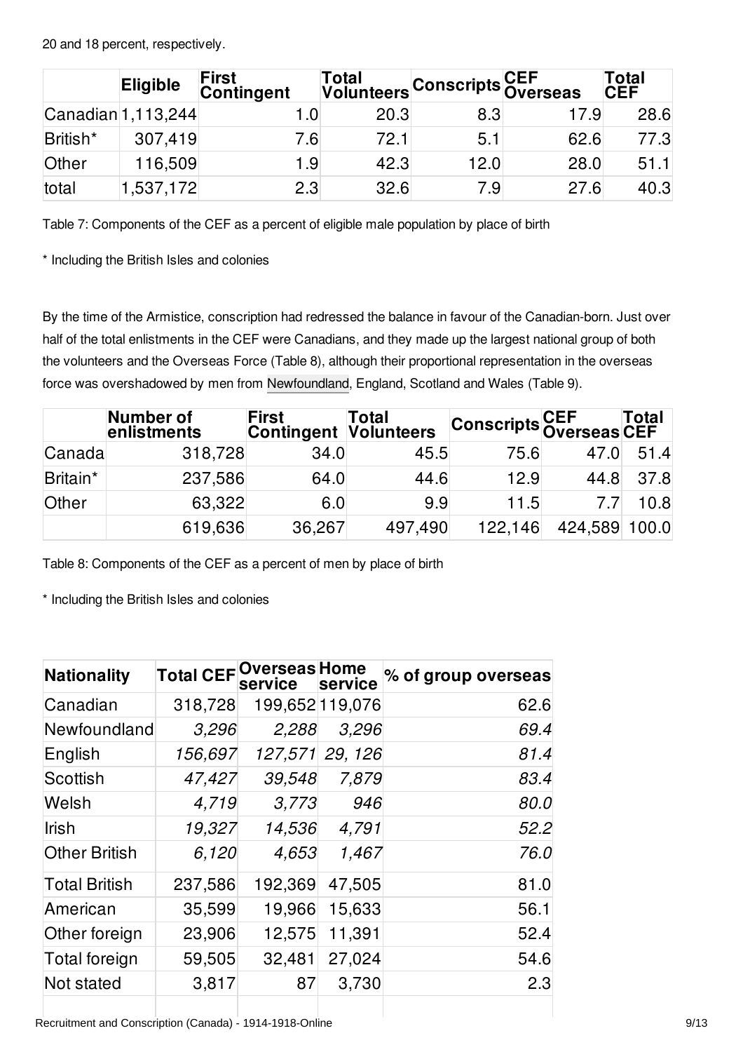20 and 18 percent, respectively.

| | Eligible | First Contingent | Total Volunteers | Conscripts | CEF Overseas | Total CEF |
|---|---|---|---|---|---|---|
| Canadian | 1,113,244 | 1.0 | 20.3 | 8.3 | 17.9 | 28.6 |
| British* | 307,419 | 7.6 | 72.1 | 5.1 | 62.6 | 77.3 |
| Other | 116,509 | 1.9 | 42.3 | 12.0 | 28.0 | 51.1 |
| total | 1,537,172 | 2.3 | 32.6 | 7.9 | 27.6 | 40.3 |

Table 7: Components of the CEF as a percent of eligible male population by place of birth

* Including the British Isles and colonies

By the time of the Armistice, conscription had redressed the balance in favour of the Canadian-born. Just over half of the total enlistments in the CEF were Canadians, and they made up the largest national group of both the volunteers and the Overseas Force (Table 8), although their proportional representation in the overseas force was overshadowed by men from Newfoundland, England, Scotland and Wales (Table 9).

| | Number of enlistments | First Contingent | Total Volunteers | Conscripts | CEF Overseas | Total CEF |
|---|---|---|---|---|---|---|
| Canada | 318,728 | 34.0 | 45.5 | 75.6 | 47.0 | 51.4 |
| Britain* | 237,586 | 64.0 | 44.6 | 12.9 | 44.8 | 37.8 |
| Other | 63,322 | 6.0 | 9.9 | 11.5 | 7.7 | 10.8 |
| | 619,636 | 36,267 | 497,490 | 122,146 | 424,589 | 100.0 |

Table 8: Components of the CEF as a percent of men by place of birth

* Including the British Isles and colonies

| Nationality | Total CEF | Overseas service | Home service | % of group overseas |
|---|---|---|---|---|
| Canadian | 318,728 | 199,652 | 119,076 | 62.6 |
| Newfoundland | *3,296* | *2,288* | *3,296* | *69.4* |
| English | *156,697* | *127,571* | *29, 126* | *81.4* |
| Scottish | *47,427* | *39,548* | *7,879* | *83.4* |
| Welsh | *4,719* | *3,773* | *946* | *80.0* |
| Irish | *19,327* | *14,536* | *4,791* | *52.2* |
| Other British | *6,120* | *4,653* | *1,467* | *76.0* |
| Total British | 237,586 | 192,369 | 47,505 | 81.0 |
| American | 35,599 | 19,966 | 15,633 | 56.1 |
| Other foreign | 23,906 | 12,575 | 11,391 | 52.4 |
| Total foreign | 59,505 | 32,481 | 27,024 | 54.6 |
| Not stated | 3,817 | 87 | 3,730 | 2.3 |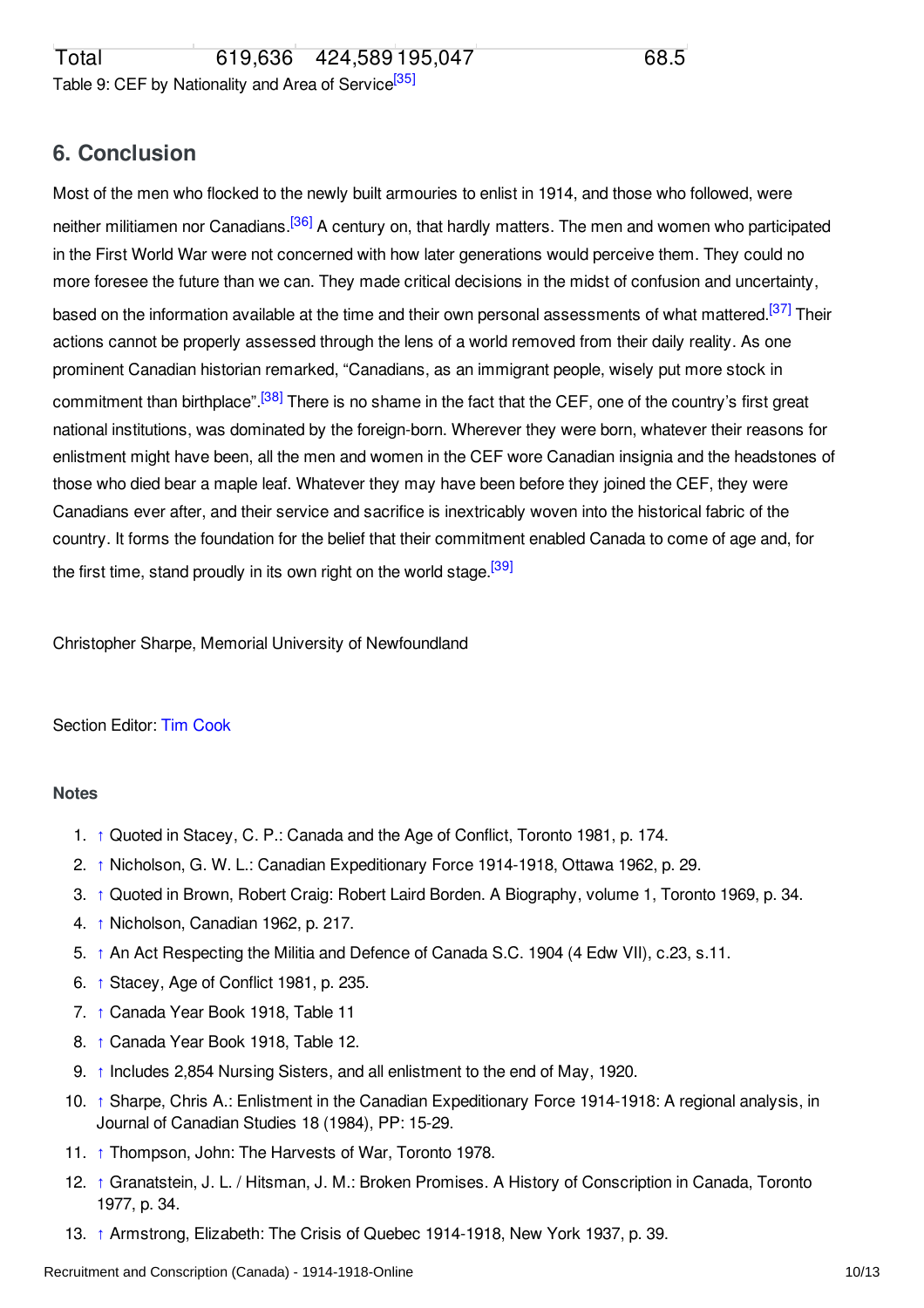| Total | 619,636 | 424,589 | 195,047 | | 68.5 |
|---|---|---|---|---|---|

Table 9: CEF by Nationality and Area of Service[35]

## 6. Conclusion

Most of the men who flocked to the newly built armouries to enlist in 1914, and those who followed, were neither militiamen nor Canadians.[36] A century on, that hardly matters. The men and women who participated in the First World War were not concerned with how later generations would perceive them. They could no more foresee the future than we can. They made critical decisions in the midst of confusion and uncertainty, based on the information available at the time and their own personal assessments of what mattered.[37] Their actions cannot be properly assessed through the lens of a world removed from their daily reality. As one prominent Canadian historian remarked, "Canadians, as an immigrant people, wisely put more stock in commitment than birthplace".[38] There is no shame in the fact that the CEF, one of the country's first great national institutions, was dominated by the foreign-born. Wherever they were born, whatever their reasons for enlistment might have been, all the men and women in the CEF wore Canadian insignia and the headstones of those who died bear a maple leaf. Whatever they may have been before they joined the CEF, they were Canadians ever after, and their service and sacrifice is inextricably woven into the historical fabric of the country. It forms the foundation for the belief that their commitment enabled Canada to come of age and, for the first time, stand proudly in its own right on the world stage.[39]

Christopher Sharpe, Memorial University of Newfoundland

Section Editor: Tim Cook

### Notes

1. ↑ Quoted in Stacey, C. P.: Canada and the Age of Conflict, Toronto 1981, p. 174.
2. ↑ Nicholson, G. W. L.: Canadian Expeditionary Force 1914-1918, Ottawa 1962, p. 29.
3. ↑ Quoted in Brown, Robert Craig: Robert Laird Borden. A Biography, volume 1, Toronto 1969, p. 34.
4. ↑ Nicholson, Canadian 1962, p. 217.
5. ↑ An Act Respecting the Militia and Defence of Canada S.C. 1904 (4 Edw VII), c.23, s.11.
6. ↑ Stacey, Age of Conflict 1981, p. 235.
7. ↑ Canada Year Book 1918, Table 11
8. ↑ Canada Year Book 1918, Table 12.
9. ↑ Includes 2,854 Nursing Sisters, and all enlistment to the end of May, 1920.
10. ↑ Sharpe, Chris A.: Enlistment in the Canadian Expeditionary Force 1914-1918: A regional analysis, in Journal of Canadian Studies 18 (1984), PP: 15-29.
11. ↑ Thompson, John: The Harvests of War, Toronto 1978.
12. ↑ Granatstein, J. L. / Hitsman, J. M.: Broken Promises. A History of Conscription in Canada, Toronto 1977, p. 34.
13. ↑ Armstrong, Elizabeth: The Crisis of Quebec 1914-1918, New York 1937, p. 39.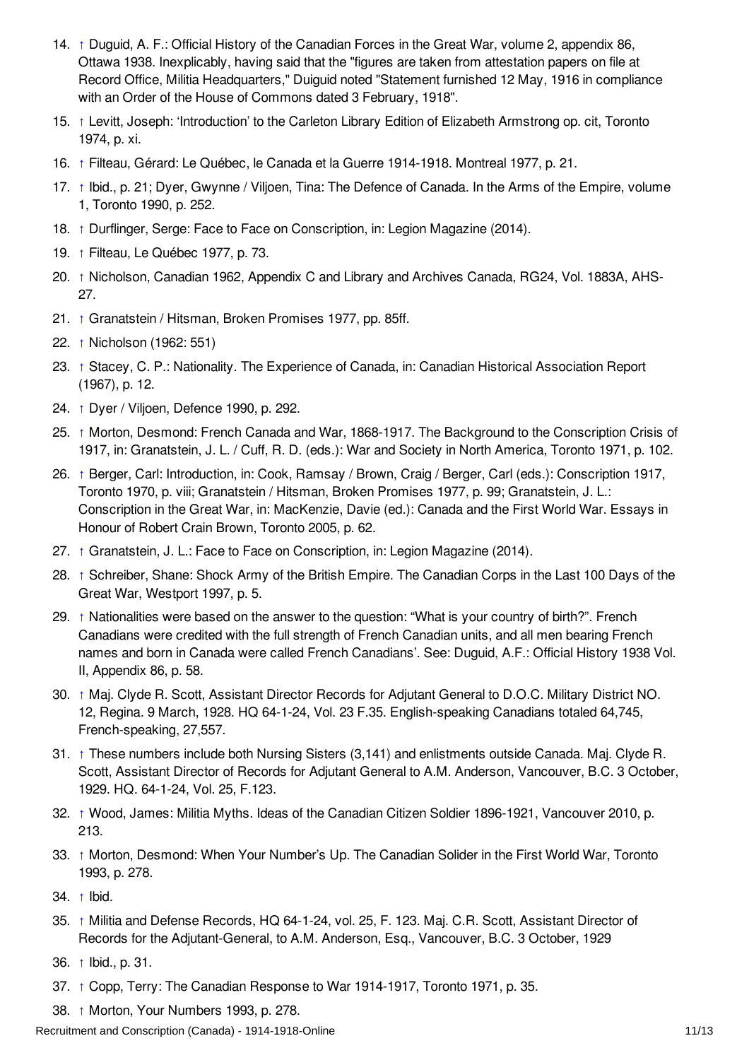14. ↑ Duguid, A. F.: Official History of the Canadian Forces in the Great War, volume 2, appendix 86, Ottawa 1938. Inexplicably, having said that the "figures are taken from attestation papers on file at Record Office, Militia Headquarters," Duiguid noted "Statement furnished 12 May, 1916 in compliance with an Order of the House of Commons dated 3 February, 1918".
15. ↑ Levitt, Joseph: 'Introduction' to the Carleton Library Edition of Elizabeth Armstrong op. cit, Toronto 1974, p. xi.
16. ↑ Filteau, Gérard: Le Québec, le Canada et la Guerre 1914-1918. Montreal 1977, p. 21.
17. ↑ Ibid., p. 21; Dyer, Gwynne / Viljoen, Tina: The Defence of Canada. In the Arms of the Empire, volume 1, Toronto 1990, p. 252.
18. ↑ Durflinger, Serge: Face to Face on Conscription, in: Legion Magazine (2014).
19. ↑ Filteau, Le Québec 1977, p. 73.
20. ↑ Nicholson, Canadian 1962, Appendix C and Library and Archives Canada, RG24, Vol. 1883A, AHS-27.
21. ↑ Granatstein / Hitsman, Broken Promises 1977, pp. 85ff.
22. ↑ Nicholson (1962: 551)
23. ↑ Stacey, C. P.: Nationality. The Experience of Canada, in: Canadian Historical Association Report (1967), p. 12.
24. ↑ Dyer / Viljoen, Defence 1990, p. 292.
25. ↑ Morton, Desmond: French Canada and War, 1868-1917. The Background to the Conscription Crisis of 1917, in: Granatstein, J. L. / Cuff, R. D. (eds.): War and Society in North America, Toronto 1971, p. 102.
26. ↑ Berger, Carl: Introduction, in: Cook, Ramsay / Brown, Craig / Berger, Carl (eds.): Conscription 1917, Toronto 1970, p. viii; Granatstein / Hitsman, Broken Promises 1977, p. 99; Granatstein, J. L.: Conscription in the Great War, in: MacKenzie, Davie (ed.): Canada and the First World War. Essays in Honour of Robert Crain Brown, Toronto 2005, p. 62.
27. ↑ Granatstein, J. L.: Face to Face on Conscription, in: Legion Magazine (2014).
28. ↑ Schreiber, Shane: Shock Army of the British Empire. The Canadian Corps in the Last 100 Days of the Great War, Westport 1997, p. 5.
29. ↑ Nationalities were based on the answer to the question: "What is your country of birth?". French Canadians were credited with the full strength of French Canadian units, and all men bearing French names and born in Canada were called French Canadians'. See: Duguid, A.F.: Official History 1938 Vol. II, Appendix 86, p. 58.
30. ↑ Maj. Clyde R. Scott, Assistant Director Records for Adjutant General to D.O.C. Military District NO. 12, Regina. 9 March, 1928. HQ 64-1-24, Vol. 23 F.35. English-speaking Canadians totaled 64,745, French-speaking, 27,557.
31. ↑ These numbers include both Nursing Sisters (3,141) and enlistments outside Canada. Maj. Clyde R. Scott, Assistant Director of Records for Adjutant General to A.M. Anderson, Vancouver, B.C. 3 October, 1929. HQ. 64-1-24, Vol. 25, F.123.
32. ↑ Wood, James: Militia Myths. Ideas of the Canadian Citizen Soldier 1896-1921, Vancouver 2010, p. 213.
33. ↑ Morton, Desmond: When Your Number's Up. The Canadian Solider in the First World War, Toronto 1993, p. 278.
34. ↑ Ibid.
35. ↑ Militia and Defense Records, HQ 64-1-24, vol. 25, F. 123. Maj. C.R. Scott, Assistant Director of Records for the Adjutant-General, to A.M. Anderson, Esq., Vancouver, B.C. 3 October, 1929
36. ↑ Ibid., p. 31.
37. ↑ Copp, Terry: The Canadian Response to War 1914-1917, Toronto 1971, p. 35.
38. ↑ Morton, Your Numbers 1993, p. 278.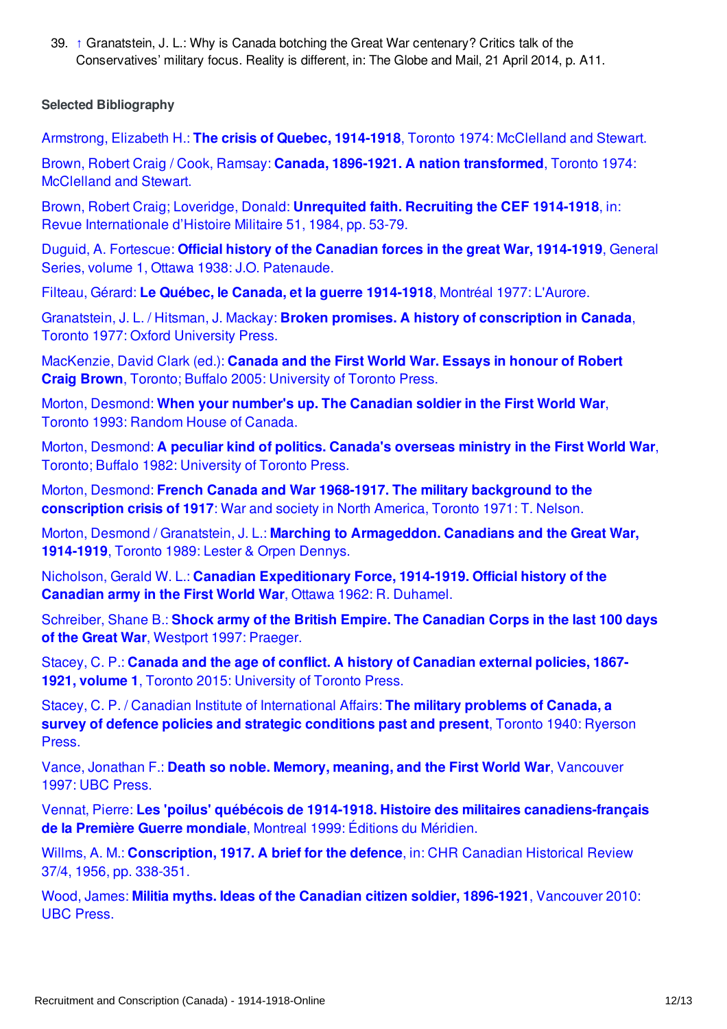39. ↑ Granatstein, J. L.: Why is Canada botching the Great War centenary? Critics talk of the Conservatives' military focus. Reality is different, in: The Globe and Mail, 21 April 2014, p. A11.

**Selected Bibliography**

Armstrong, Elizabeth H.: **The crisis of Quebec, 1914-1918**, Toronto 1974: McClelland and Stewart.

Brown, Robert Craig / Cook, Ramsay: **Canada, 1896-1921. A nation transformed**, Toronto 1974: McClelland and Stewart.

Brown, Robert Craig; Loveridge, Donald: **Unrequited faith. Recruiting the CEF 1914-1918**, in: Revue Internationale d'Histoire Militaire 51, 1984, pp. 53-79.

Duguid, A. Fortescue: **Official history of the Canadian forces in the great War, 1914-1919**, General Series, volume 1, Ottawa 1938: J.O. Patenaude.

Filteau, Gérard: **Le Québec, le Canada, et la guerre 1914-1918**, Montréal 1977: L'Aurore.

Granatstein, J. L. / Hitsman, J. Mackay: **Broken promises. A history of conscription in Canada**, Toronto 1977: Oxford University Press.

MacKenzie, David Clark (ed.): **Canada and the First World War. Essays in honour of Robert Craig Brown**, Toronto; Buffalo 2005: University of Toronto Press.

Morton, Desmond: **When your number's up. The Canadian soldier in the First World War**, Toronto 1993: Random House of Canada.

Morton, Desmond: **A peculiar kind of politics. Canada's overseas ministry in the First World War**, Toronto; Buffalo 1982: University of Toronto Press.

Morton, Desmond: **French Canada and War 1968-1917. The military background to the conscription crisis of 1917**: War and society in North America, Toronto 1971: T. Nelson.

Morton, Desmond / Granatstein, J. L.: **Marching to Armageddon. Canadians and the Great War, 1914-1919**, Toronto 1989: Lester & Orpen Dennys.

Nicholson, Gerald W. L.: **Canadian Expeditionary Force, 1914-1919. Official history of the Canadian army in the First World War**, Ottawa 1962: R. Duhamel.

Schreiber, Shane B.: **Shock army of the British Empire. The Canadian Corps in the last 100 days of the Great War**, Westport 1997: Praeger.

Stacey, C. P.: **Canada and the age of conflict. A history of Canadian external policies, 1867-1921, volume 1**, Toronto 2015: University of Toronto Press.

Stacey, C. P. / Canadian Institute of International Affairs: **The military problems of Canada, a survey of defence policies and strategic conditions past and present**, Toronto 1940: Ryerson Press.

Vance, Jonathan F.: **Death so noble. Memory, meaning, and the First World War**, Vancouver 1997: UBC Press.

Vennat, Pierre: **Les 'poilus' québécois de 1914-1918. Histoire des militaires canadiens-français de la Première Guerre mondiale**, Montreal 1999: Éditions du Méridien.

Willms, A. M.: **Conscription, 1917. A brief for the defence**, in: CHR Canadian Historical Review 37/4, 1956, pp. 338-351.

Wood, James: **Militia myths. Ideas of the Canadian citizen soldier, 1896-1921**, Vancouver 2010: UBC Press.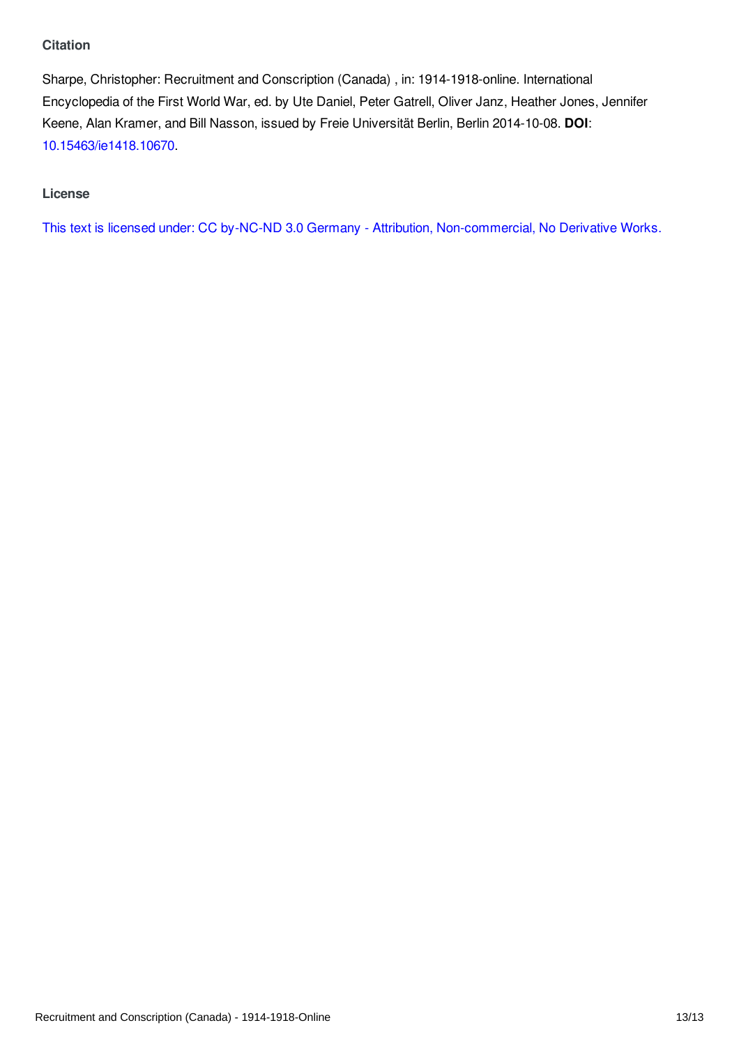### Citation

Sharpe, Christopher: Recruitment and Conscription (Canada) , in: 1914-1918-online. International Encyclopedia of the First World War, ed. by Ute Daniel, Peter Gatrell, Oliver Janz, Heather Jones, Jennifer Keene, Alan Kramer, and Bill Nasson, issued by Freie Universität Berlin, Berlin 2014-10-08. **DOI**: 10.15463/ie1418.10670.

### License

This text is licensed under: CC by-NC-ND 3.0 Germany - Attribution, Non-commercial, No Derivative Works.